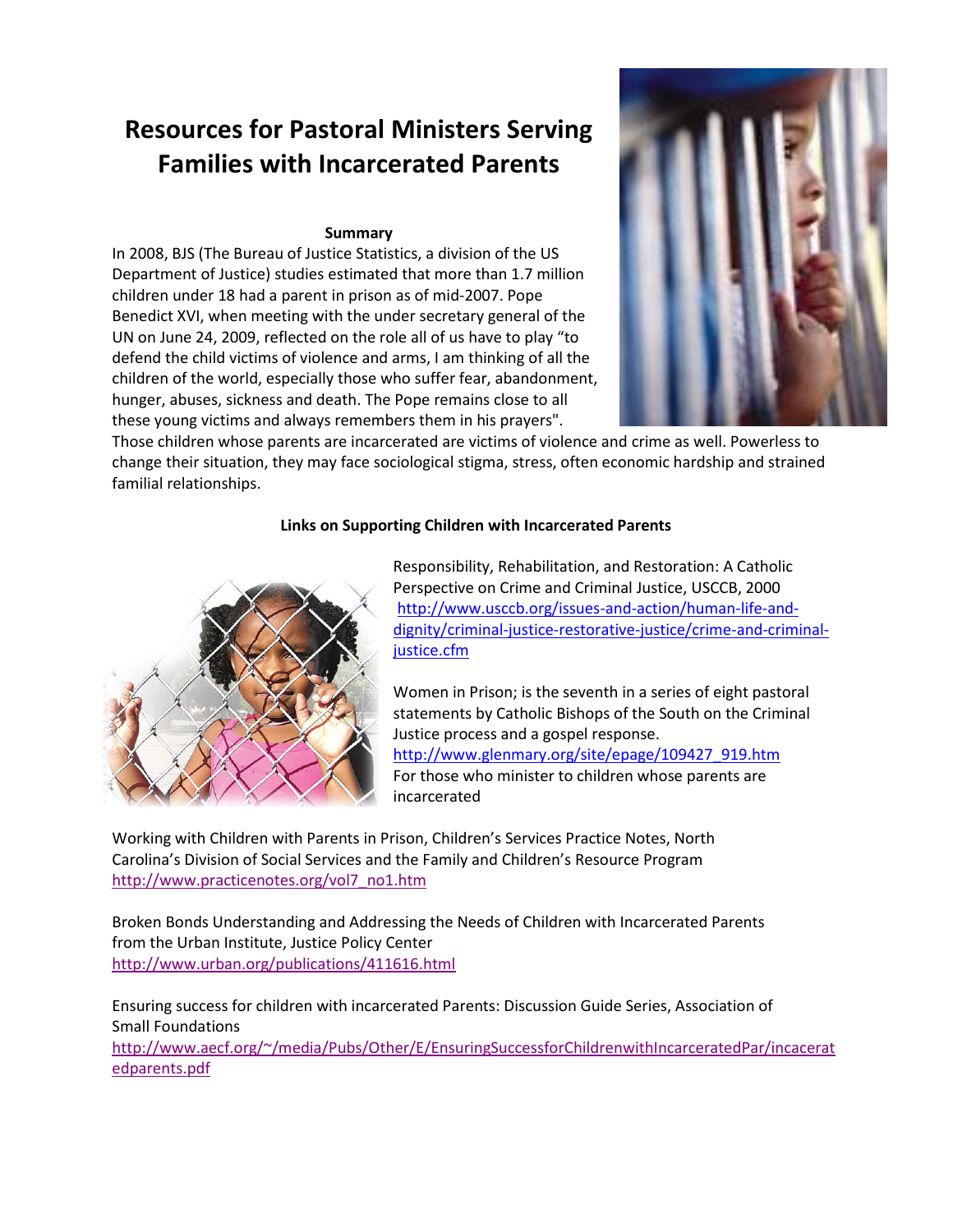# Resources for Pastoral Ministers Serving Families with Incarcerated Parents

**Summary**

In 2008, BJS (The Bureau of Justice Statistics, a division of the US Department of Justice) studies estimated that more than 1.7 million children under 18 had a parent in prison as of mid-2007. Pope Benedict XVI, when meeting with the under secretary general of the UN on June 24, 2009, reflected on the role all of us have to play "to defend the child victims of violence and arms, I am thinking of all the children of the world, especially those who suffer fear, abandonment, hunger, abuses, sickness and death. The Pope remains close to all these young victims and always remembers them in his prayers". Those children whose parents are incarcerated are victims of violence and crime as well. Powerless to change their situation, they may face sociological stigma, stress, often economic hardship and strained familial relationships.

**Links on Supporting Children with Incarcerated Parents**

Responsibility, Rehabilitation, and Restoration: A Catholic Perspective on Crime and Criminal Justice, USCCB, 2000
http://www.usccb.org/issues-and-action/human-life-and-dignity/criminal-justice-restorative-justice/crime-and-criminal-justice.cfm

Women in Prison; is the seventh in a series of eight pastoral statements by Catholic Bishops of the South on the Criminal Justice process and a gospel response.
http://www.glenmary.org/site/epage/109427_919.htm
For those who minister to children whose parents are incarcerated

Working with Children with Parents in Prison, Children's Services Practice Notes, North Carolina's Division of Social Services and the Family and Children's Resource Program
http://www.practicenotes.org/vol7_no1.htm

Broken Bonds Understanding and Addressing the Needs of Children with Incarcerated Parents from the Urban Institute, Justice Policy Center
http://www.urban.org/publications/411616.html

Ensuring success for children with incarcerated Parents: Discussion Guide Series, Association of Small Foundations
http://www.aecf.org/~/media/Pubs/Other/E/EnsuringSuccessforChildrenwithIncarceratedPar/incaceratedparents.pdf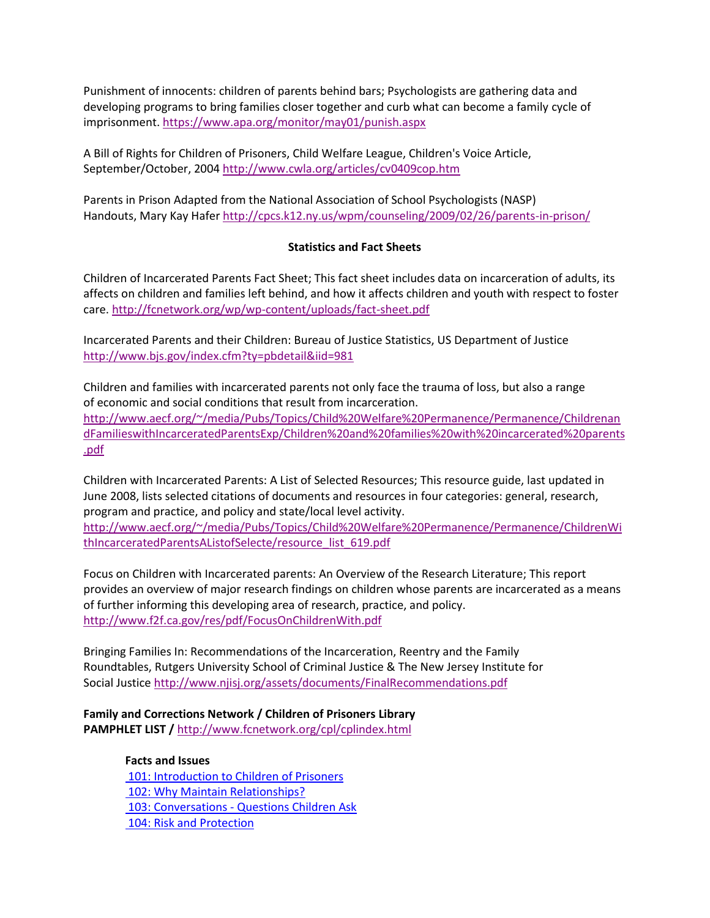Punishment of innocents: children of parents behind bars; Psychologists are gathering data and developing programs to bring families closer together and curb what can become a family cycle of imprisonment. https://www.apa.org/monitor/may01/punish.aspx

A Bill of Rights for Children of Prisoners, Child Welfare League, Children's Voice Article, September/October, 2004 http://www.cwla.org/articles/cv0409cop.htm

Parents in Prison Adapted from the National Association of School Psychologists (NASP) Handouts, Mary Kay Hafer http://cpcs.k12.ny.us/wpm/counseling/2009/02/26/parents-in-prison/

**Statistics and Fact Sheets**

Children of Incarcerated Parents Fact Sheet; This fact sheet includes data on incarceration of adults, its affects on children and families left behind, and how it affects children and youth with respect to foster care. http://fcnetwork.org/wp/wp-content/uploads/fact-sheet.pdf

Incarcerated Parents and their Children: Bureau of Justice Statistics, US Department of Justice http://www.bjs.gov/index.cfm?ty=pbdetail&iid=981

Children and families with incarcerated parents not only face the trauma of loss, but also a range of economic and social conditions that result from incarceration. http://www.aecf.org/~/media/Pubs/Topics/Child%20Welfare%20Permanence/Permanence/ChildrenandFamilieswithIncarceratedParentsExp/Children%20and%20families%20with%20incarcerated%20parents.pdf

Children with Incarcerated Parents: A List of Selected Resources; This resource guide, last updated in June 2008, lists selected citations of documents and resources in four categories: general, research, program and practice, and policy and state/local level activity. http://www.aecf.org/~/media/Pubs/Topics/Child%20Welfare%20Permanence/Permanence/ChildrenWithIncarceratedParentsAListofSelecte/resource_list_619.pdf

Focus on Children with Incarcerated parents: An Overview of the Research Literature; This report provides an overview of major research findings on children whose parents are incarcerated as a means of further informing this developing area of research, practice, and policy. http://www.f2f.ca.gov/res/pdf/FocusOnChildrenWith.pdf

Bringing Families In: Recommendations of the Incarceration, Reentry and the Family Roundtables, Rutgers University School of Criminal Justice & The New Jersey Institute for Social Justice http://www.njisj.org/assets/documents/FinalRecommendations.pdf

**Family and Corrections Network / Children of Prisoners Library**
**PAMPHLET LIST /** http://www.fcnetwork.org/cpl/cplindex.html

**Facts and Issues**

101: Introduction to Children of Prisoners
102: Why Maintain Relationships?
103: Conversations - Questions Children Ask
104: Risk and Protection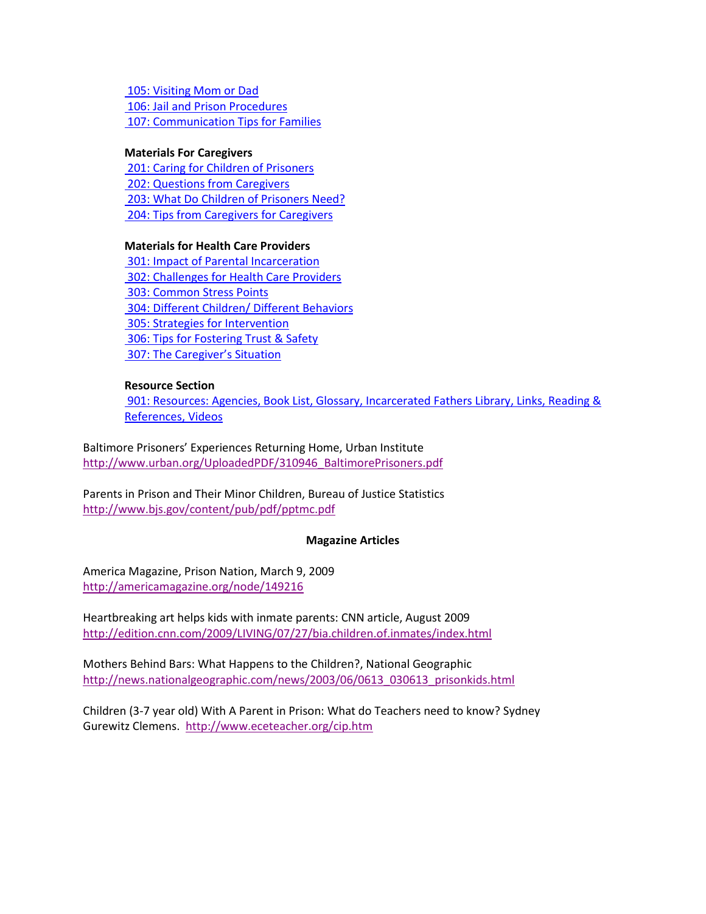105: Visiting Mom or Dad
106: Jail and Prison Procedures
107: Communication Tips for Families

**Materials For Caregivers**

201: Caring for Children of Prisoners
202: Questions from Caregivers
203: What Do Children of Prisoners Need?
204: Tips from Caregivers for Caregivers

**Materials for Health Care Providers**

301: Impact of Parental Incarceration
302: Challenges for Health Care Providers
303: Common Stress Points
304: Different Children/ Different Behaviors
305: Strategies for Intervention
306: Tips for Fostering Trust & Safety
307: The Caregiver's Situation

**Resource Section**

901: Resources: Agencies, Book List, Glossary, Incarcerated Fathers Library, Links, Reading & References, Videos

Baltimore Prisoners' Experiences Returning Home, Urban Institute
http://www.urban.org/UploadedPDF/310946_BaltimorePrisoners.pdf

Parents in Prison and Their Minor Children, Bureau of Justice Statistics
http://www.bjs.gov/content/pub/pdf/pptmc.pdf

**Magazine Articles**

America Magazine, Prison Nation, March 9, 2009
http://americamagazine.org/node/149216

Heartbreaking art helps kids with inmate parents: CNN article, August 2009
http://edition.cnn.com/2009/LIVING/07/27/bia.children.of.inmates/index.html

Mothers Behind Bars: What Happens to the Children?, National Geographic
http://news.nationalgeographic.com/news/2003/06/0613_030613_prisonkids.html

Children (3-7 year old) With A Parent in Prison: What do Teachers need to know? Sydney Gurewitz Clemens. http://www.eceteacher.org/cip.htm